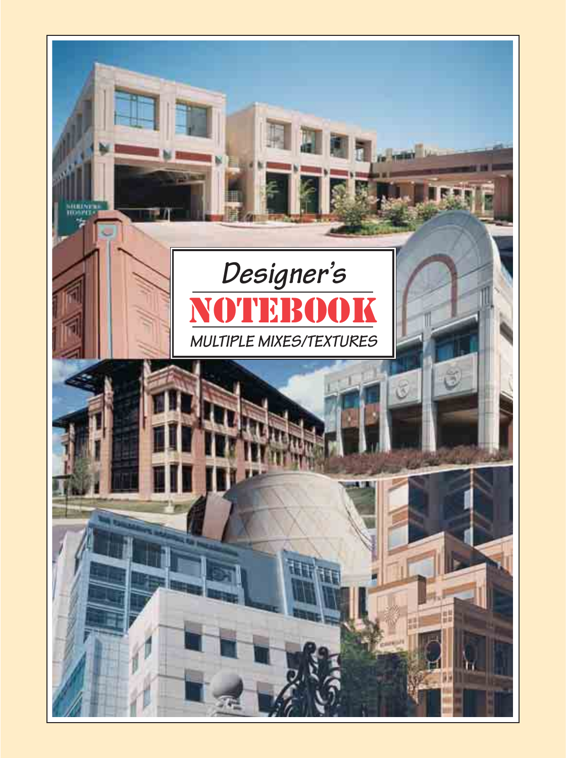# Designer's NOTEBOOK

## MULTIPLE MIXES/TEXTURES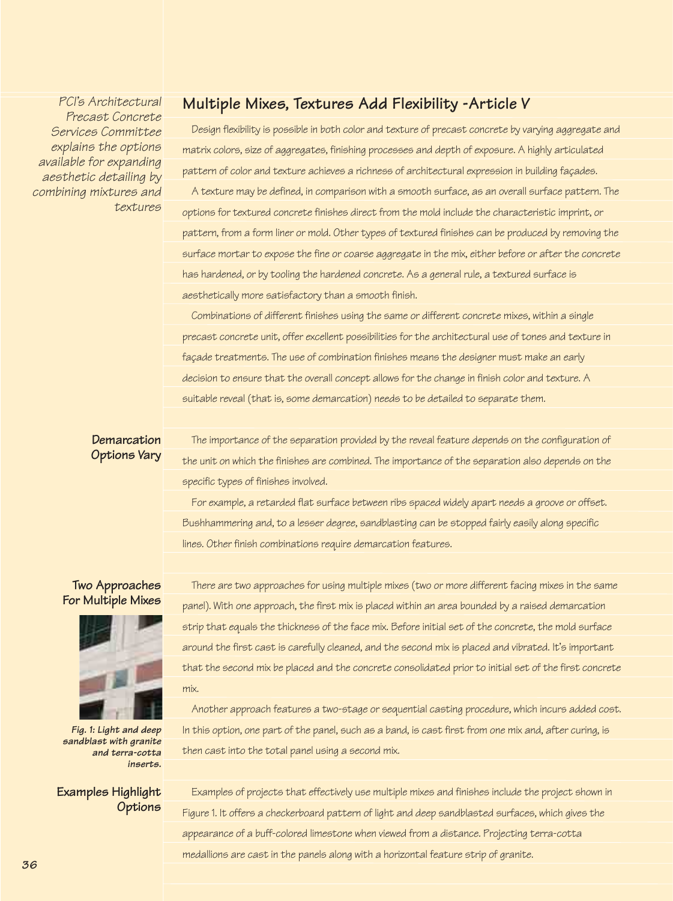## Multiple Mixes, Textures Add Flexibility -Article V

*PCI's Architectural Precast Concrete Services Committee explains the options available for expanding aesthetic detailing by combining mixtures and textures*

Design flexibility is possible in both color and texture of precast concrete by varying aggregate and matrix colors, size of aggregates, finishing processes and depth of exposure. A highly articulated pattern of color and texture achieves a richness of architectural expression in building façades.

A texture may be defined, in comparison with a smooth surface, as an overall surface pattern. The options for textured concrete finishes direct from the mold include the characteristic imprint, or pattern, from a form liner or mold. Other types of textured finishes can be produced by removing the surface mortar to expose the fine or coarse aggregate in the mix, either before or after the concrete has hardened, or by tooling the hardened concrete. As a general rule, a textured surface is aesthetically more satisfactory than a smooth finish.

Combinations of different finishes using the same or different concrete mixes, within a single precast concrete unit, offer excellent possibilities for the architectural use of tones and texture in façade treatments. The use of combination finishes means the designer must make an early decision to ensure that the overall concept allows for the change in finish color and texture. A suitable reveal (that is, some demarcation) needs to be detailed to separate them.

### Demarcation Options Vary

The importance of the separation provided by the reveal feature depends on the configuration of the unit on which the finishes are combined. The importance of the separation also depends on the specific types of finishes involved.

For example, a retarded flat surface between ribs spaced widely apart needs a groove or offset. Bushhammering and, to a lesser degree, sandblasting can be stopped fairly easily along specific lines. Other finish combinations require demarcation features.

### Two Approaches For Multiple Mixes

There are two approaches for using multiple mixes (two or more different facing mixes in the same panel). With one approach, the first mix is placed within an area bounded by a raised demarcation strip that equals the thickness of the face mix. Before initial set of the concrete, the mold surface around the first cast is carefully cleaned, and the second mix is placed and vibrated. It's important that the second mix be placed and the concrete consolidated prior to initial set of the first concrete mix.

Another approach features a two-stage or sequential casting procedure, which incurs added cost. In this option, one part of the panel, such as a band, is cast first from one mix and, after curing, is then cast into the total panel using a second mix.

***Fig. 1: Light and deep sandblast with granite and terra-cotta inserts.***

### Examples Highlight Options

Examples of projects that effectively use multiple mixes and finishes include the project shown in Figure 1. It offers a checkerboard pattern of light and deep sandblasted surfaces, which gives the appearance of a buff-colored limestone when viewed from a distance. Projecting terra-cotta medallions are cast in the panels along with a horizontal feature strip of granite.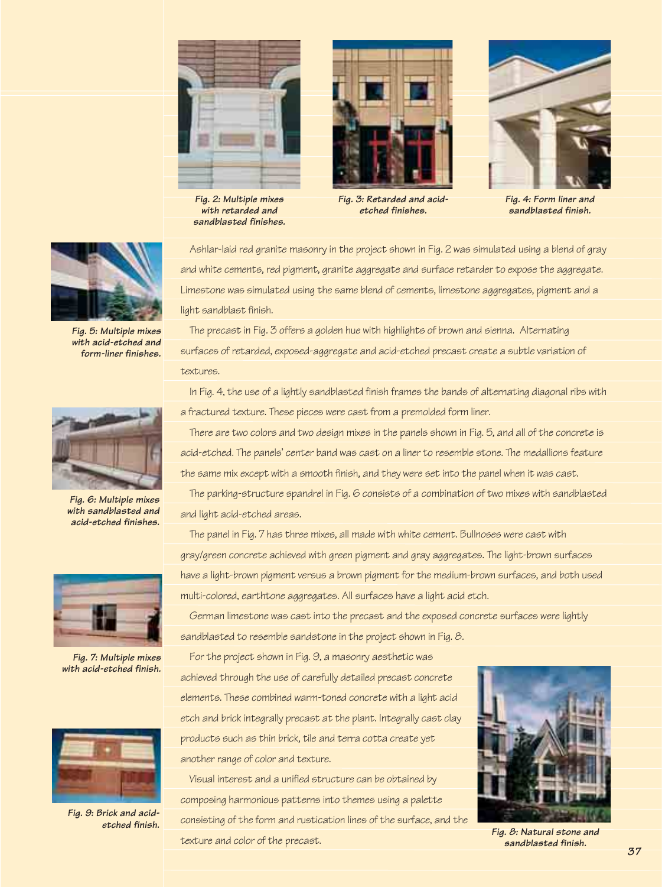Fig. 2: Multiple mixes with retarded and sandblasted finishes.

Fig. 3: Retarded and acid-etched finishes.

Fig. 4: Form liner and sandblasted finish.

Fig. 5: Multiple mixes with acid-etched and form-liner finishes.

Fig. 6: Multiple mixes with sandblasted and acid-etched finishes.

Fig. 7: Multiple mixes with acid-etched finish.

Fig. 9: Brick and acid-etched finish.

Ashlar-laid red granite masonry in the project shown in Fig. 2 was simulated using a blend of gray and white cements, red pigment, granite aggregate and surface retarder to expose the aggregate. Limestone was simulated using the same blend of cements, limestone aggregates, pigment and a light sandblast finish.

The precast in Fig. 3 offers a golden hue with highlights of brown and sienna. Alternating surfaces of retarded, exposed-aggregate and acid-etched precast create a subtle variation of textures.

In Fig. 4, the use of a lightly sandblasted finish frames the bands of alternating diagonal ribs with a fractured texture. These pieces were cast from a premolded form liner.

There are two colors and two design mixes in the panels shown in Fig. 5, and all of the concrete is acid-etched. The panels' center band was cast on a liner to resemble stone. The medallions feature the same mix except with a smooth finish, and they were set into the panel when it was cast.

The parking-structure spandrel in Fig. 6 consists of a combination of two mixes with sandblasted and light acid-etched areas.

The panel in Fig. 7 has three mixes, all made with white cement. Bullnoses were cast with gray/green concrete achieved with green pigment and gray aggregates. The light-brown surfaces have a light-brown pigment versus a brown pigment for the medium-brown surfaces, and both used multi-colored, earthtone aggregates. All surfaces have a light acid etch.

German limestone was cast into the precast and the exposed concrete surfaces were lightly sandblasted to resemble sandstone in the project shown in Fig. 8.

For the project shown in Fig. 9, a masonry aesthetic was achieved through the use of carefully detailed precast concrete elements. These combined warm-toned concrete with a light acid etch and brick integrally precast at the plant. Integrally cast clay products such as thin brick, tile and terra cotta create yet another range of color and texture.

Visual interest and a unified structure can be obtained by composing harmonious patterns into themes using a palette consisting of the form and rustication lines of the surface, and the texture and color of the precast.

Fig. 8: Natural stone and sandblasted finish.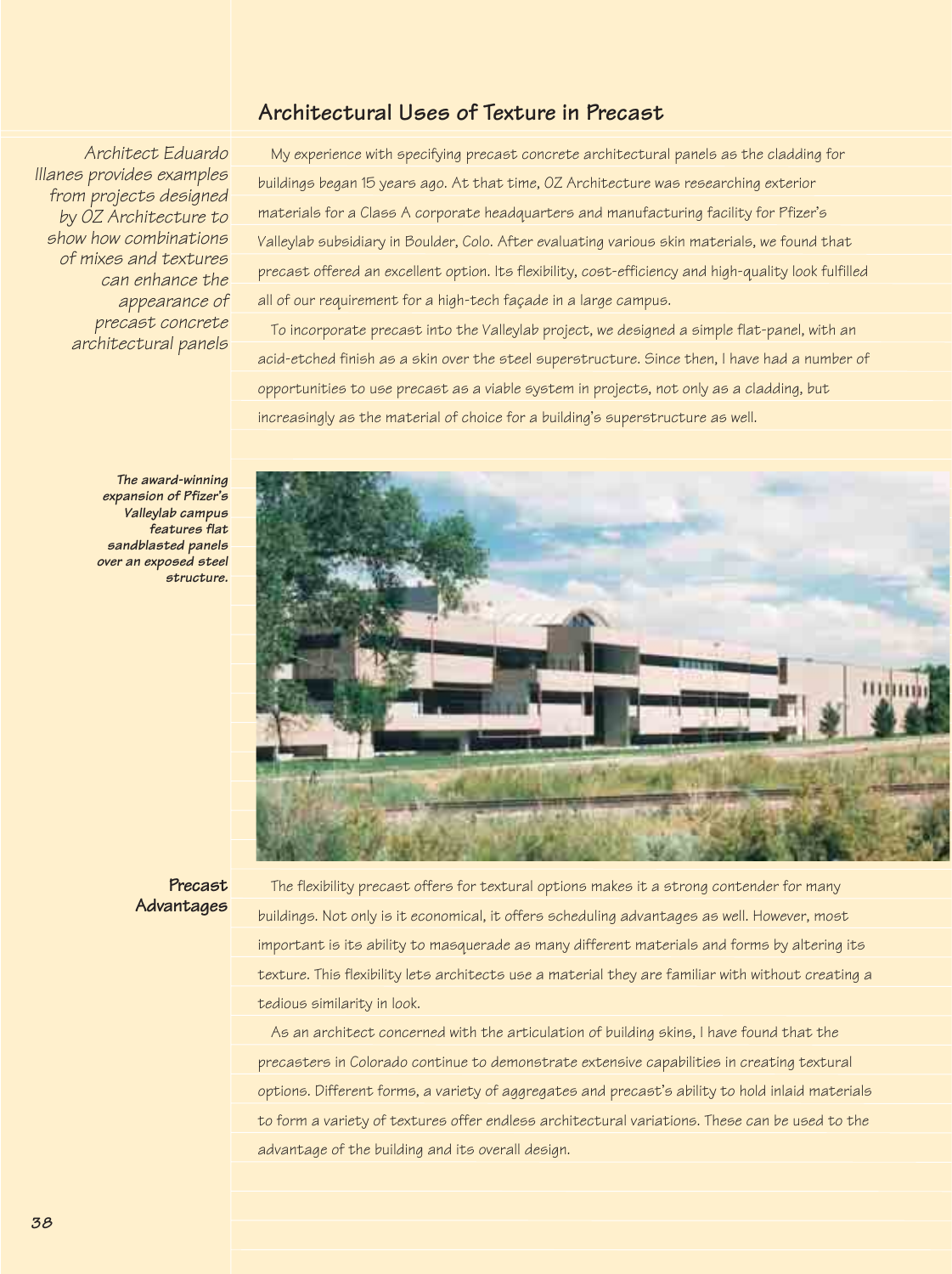## Architectural Uses of Texture in Precast

*Architect Eduardo Illanes provides examples from projects designed by OZ Architecture to show how combinations of mixes and textures can enhance the appearance of precast concrete architectural panels*

My experience with specifying precast concrete architectural panels as the cladding for buildings began 15 years ago. At that time, OZ Architecture was researching exterior materials for a Class A corporate headquarters and manufacturing facility for Pfizer's Valleylab subsidiary in Boulder, Colo. After evaluating various skin materials, we found that precast offered an excellent option. Its flexibility, cost-efficiency and high-quality look fulfilled all of our requirement for a high-tech façade in a large campus.

To incorporate precast into the Valleylab project, we designed a simple flat-panel, with an acid-etched finish as a skin over the steel superstructure. Since then, I have had a number of opportunities to use precast as a viable system in projects, not only as a cladding, but increasingly as the material of choice for a building's superstructure as well.

***The award-winning expansion of Pfizer's Valleylab campus features flat sandblasted panels over an exposed steel structure.***

### Precast Advantages

The flexibility precast offers for textural options makes it a strong contender for many buildings. Not only is it economical, it offers scheduling advantages as well. However, most important is its ability to masquerade as many different materials and forms by altering its texture. This flexibility lets architects use a material they are familiar with without creating a tedious similarity in look.

As an architect concerned with the articulation of building skins, I have found that the precasters in Colorado continue to demonstrate extensive capabilities in creating textural options. Different forms, a variety of aggregates and precast's ability to hold inlaid materials to form a variety of textures offer endless architectural variations. These can be used to the advantage of the building and its overall design.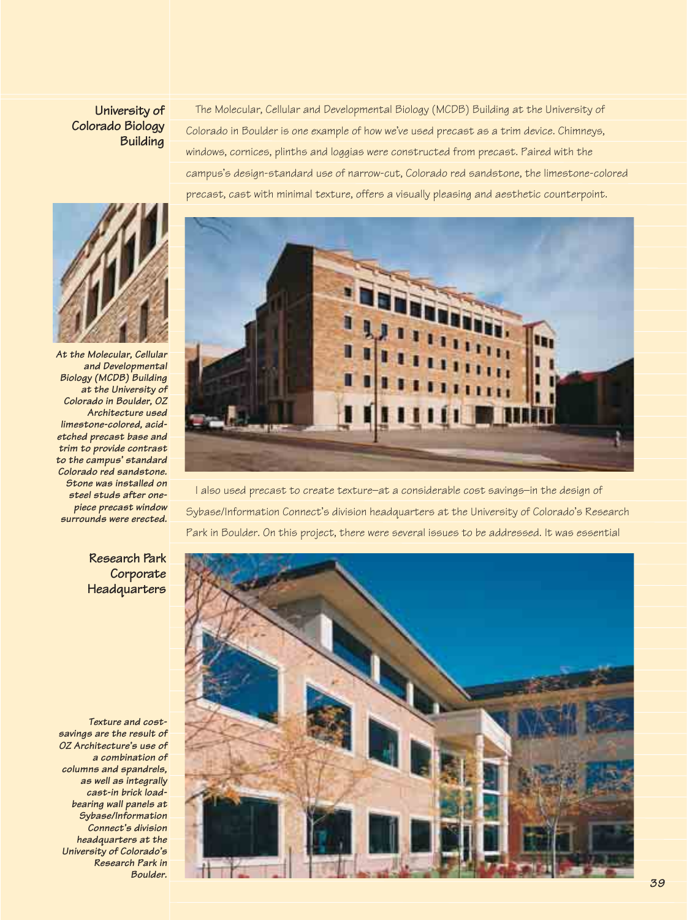## University of Colorado Biology Building

The Molecular, Cellular and Developmental Biology (MCDB) Building at the University of Colorado in Boulder is one example of how we've used precast as a trim device. Chimneys, windows, cornices, plinths and loggias were constructed from precast. Paired with the campus's design-standard use of narrow-cut, Colorado red sandstone, the limestone-colored precast, cast with minimal texture, offers a visually pleasing and aesthetic counterpoint.

***At the Molecular, Cellular and Developmental Biology (MCDB) Building at the University of Colorado in Boulder, OZ Architecture used limestone-colored, acid-etched precast base and trim to provide contrast to the campus' standard Colorado red sandstone. Stone was installed on steel studs after one-piece precast window surrounds were erected.***

I also used precast to create texture—at a considerable cost savings—in the design of Sybase/Information Connect's division headquarters at the University of Colorado's Research Park in Boulder. On this project, there were several issues to be addressed. It was essential

## Research Park Corporate Headquarters

***Texture and cost-savings are the result of OZ Architecture's use of a combination of columns and spandrels, as well as integrally cast-in brick load-bearing wall panels at Sybase/Information Connect's division headquarters at the University of Colorado's Research Park in Boulder.***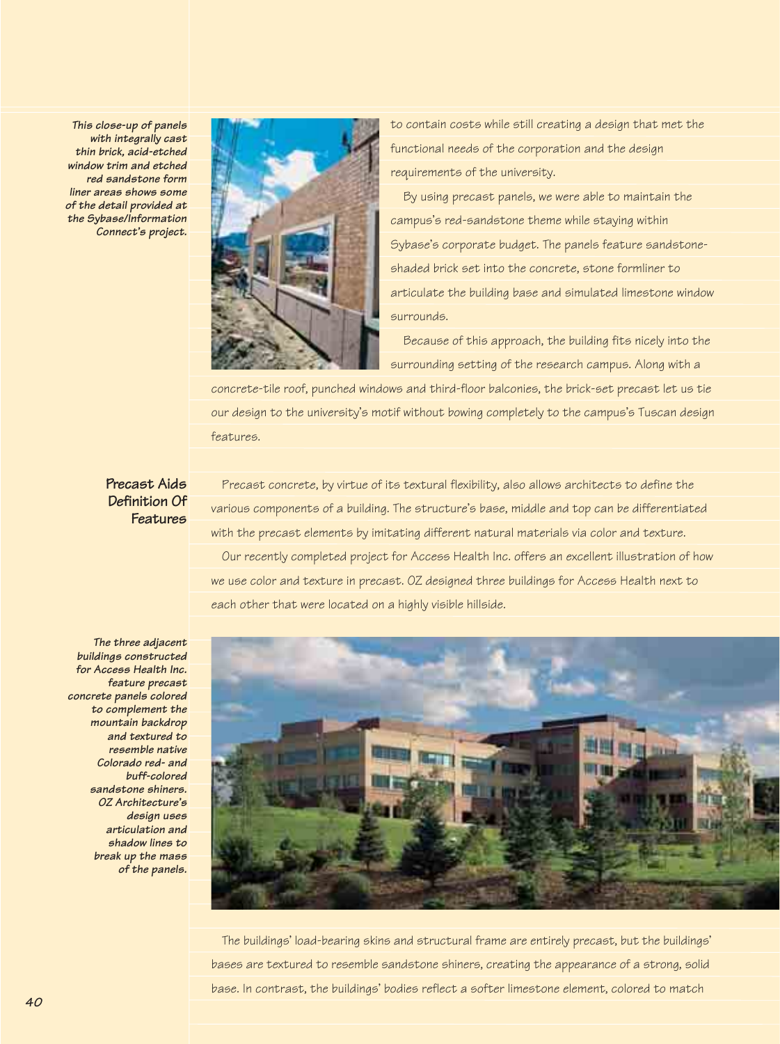*This close-up of panels with integrally cast thin brick, acid-etched window trim and etched red sandstone form liner areas shows some of the detail provided at the Sybase/Information Connect's project.*

to contain costs while still creating a design that met the functional needs of the corporation and the design requirements of the university.

By using precast panels, we were able to maintain the campus's red-sandstone theme while staying within Sybase's corporate budget. The panels feature sandstone-shaded brick set into the concrete, stone formliner to articulate the building base and simulated limestone window surrounds.

Because of this approach, the building fits nicely into the surrounding setting of the research campus. Along with a concrete-tile roof, punched windows and third-floor balconies, the brick-set precast let us tie our design to the university's motif without bowing completely to the campus's Tuscan design features.

## Precast Aids Definition Of Features

Precast concrete, by virtue of its textural flexibility, also allows architects to define the various components of a building. The structure's base, middle and top can be differentiated with the precast elements by imitating different natural materials via color and texture.

Our recently completed project for Access Health Inc. offers an excellent illustration of how we use color and texture in precast. OZ designed three buildings for Access Health next to each other that were located on a highly visible hillside.

*The three adjacent buildings constructed for Access Health Inc. feature precast concrete panels colored to complement the mountain backdrop and textured to resemble native Colorado red- and buff-colored sandstone shiners. OZ Architecture's design uses articulation and shadow lines to break up the mass of the panels.*

The buildings' load-bearing skins and structural frame are entirely precast, but the buildings' bases are textured to resemble sandstone shiners, creating the appearance of a strong, solid base. In contrast, the buildings' bodies reflect a softer limestone element, colored to match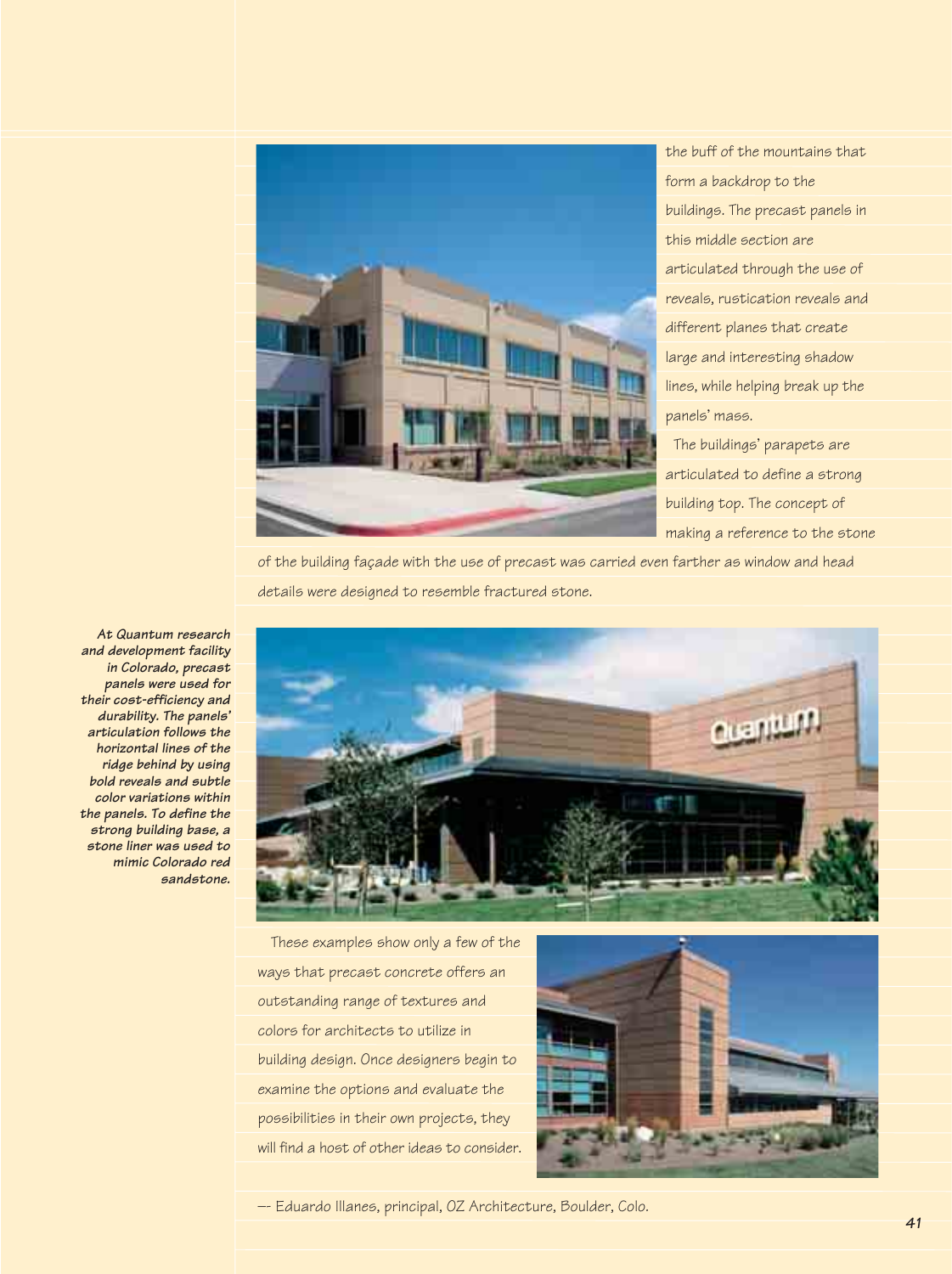the buff of the mountains that form a backdrop to the buildings. The precast panels in this middle section are articulated through the use of reveals, rustication reveals and different planes that create large and interesting shadow lines, while helping break up the panels' mass.

The buildings' parapets are articulated to define a strong building top. The concept of making a reference to the stone of the building façade with the use of precast was carried even farther as window and head details were designed to resemble fractured stone.

***At Quantum research and development facility in Colorado, precast panels were used for their cost-efficiency and durability. The panels' articulation follows the horizontal lines of the ridge behind by using bold reveals and subtle color variations within the panels. To define the strong building base, a stone liner was used to mimic Colorado red sandstone.***

These examples show only a few of the ways that precast concrete offers an outstanding range of textures and colors for architects to utilize in building design. Once designers begin to examine the options and evaluate the possibilities in their own projects, they will find a host of other ideas to consider.

— Eduardo Illanes, principal, OZ Architecture, Boulder, Colo.